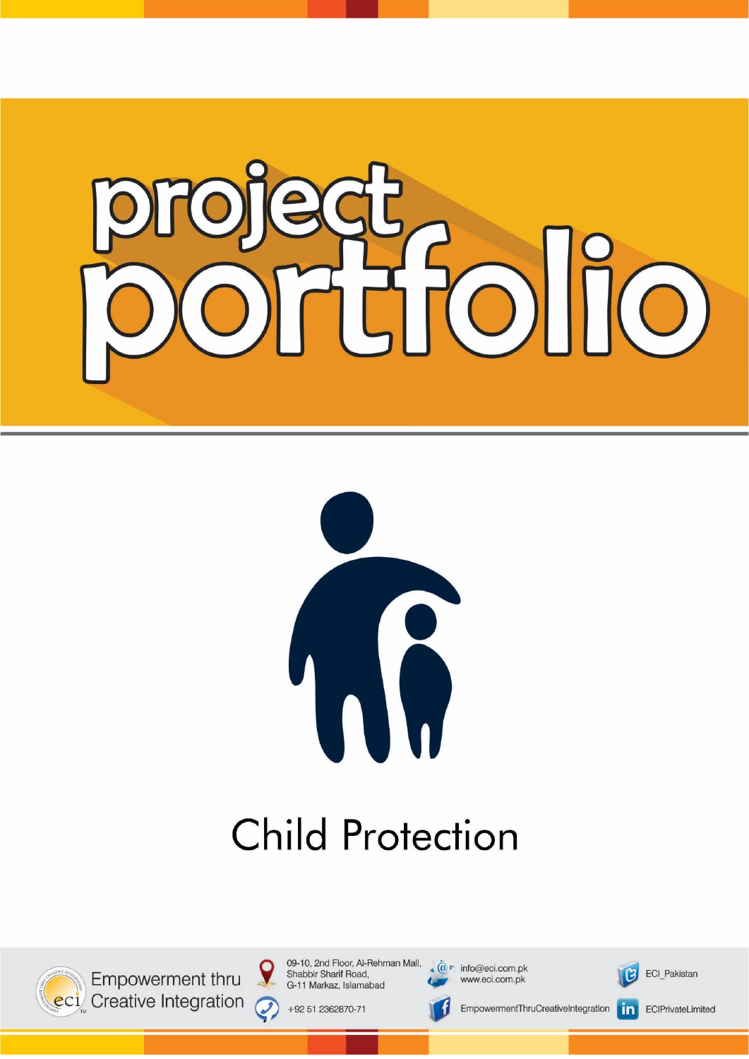# project portfolio

## Child Protection

Empowerment thru Creative Integration

09-10, 2nd Floor, Al-Rehman Mall, Shabbir Sharif Road, G-11 Markaz, Islamabad

+92 51 2362870-71

info@eci.com.pk
www.eci.com.pk

EmpowermentThruCreativeIntegration

ECI_Pakistan

ECIPrivateLimited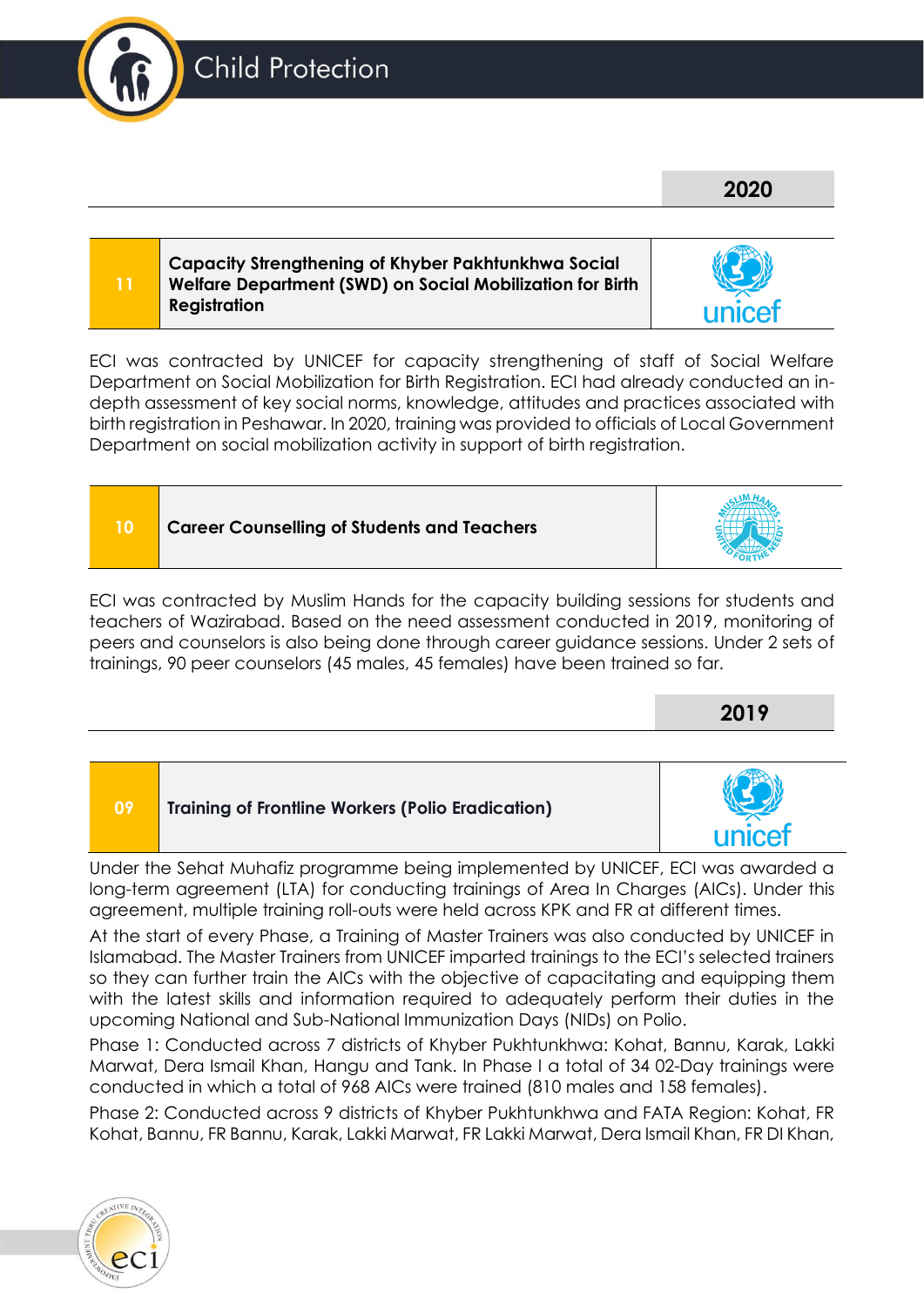# Child Protection

## 2020

| 11 | Capacity Strengthening of Khyber Pakhtunkhwa Social Welfare Department (SWD) on Social Mobilization for Birth Registration | unicef |
|---|---|---|

ECI was contracted by UNICEF for capacity strengthening of staff of Social Welfare Department on Social Mobilization for Birth Registration. ECI had already conducted an in-depth assessment of key social norms, knowledge, attitudes and practices associated with birth registration in Peshawar. In 2020, training was provided to officials of Local Government Department on social mobilization activity in support of birth registration.

| 10 | Career Counselling of Students and Teachers | MUSLIM HANDS UNITED FOR THE NEEDY |
|---|---|---|

ECI was contracted by Muslim Hands for the capacity building sessions for students and teachers of Wazirabad. Based on the need assessment conducted in 2019, monitoring of peers and counselors is also being done through career guidance sessions. Under 2 sets of trainings, 90 peer counselors (45 males, 45 females) have been trained so far.

## 2019

| 09 | Training of Frontline Workers (Polio Eradication) | unicef |
|---|---|---|

Under the Sehat Muhafiz programme being implemented by UNICEF, ECI was awarded a long-term agreement (LTA) for conducting trainings of Area In Charges (AICs). Under this agreement, multiple training roll-outs were held across KPK and FR at different times.

At the start of every Phase, a Training of Master Trainers was also conducted by UNICEF in Islamabad. The Master Trainers from UNICEF imparted trainings to the ECI's selected trainers so they can further train the AICs with the objective of capacitating and equipping them with the latest skills and information required to adequately perform their duties in the upcoming National and Sub-National Immunization Days (NIDs) on Polio.

Phase 1: Conducted across 7 districts of Khyber Pukhtunkhwa: Kohat, Bannu, Karak, Lakki Marwat, Dera Ismail Khan, Hangu and Tank. In Phase I a total of 34 02-Day trainings were conducted in which a total of 968 AICs were trained (810 males and 158 females).

Phase 2: Conducted across 9 districts of Khyber Pukhtunkhwa and FATA Region: Kohat, FR Kohat, Bannu, FR Bannu, Karak, Lakki Marwat, FR Lakki Marwat, Dera Ismail Khan, FR DI Khan,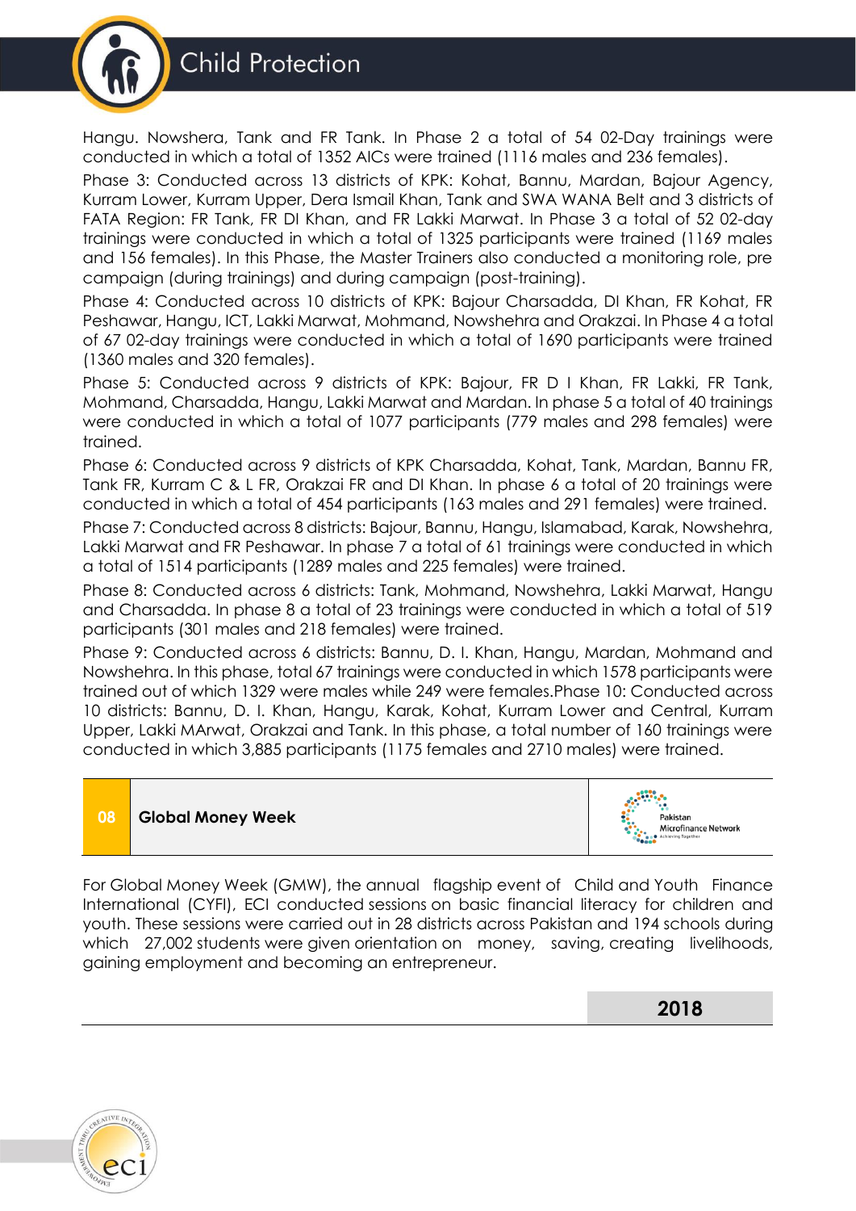Hangu. Nowshera, Tank and FR Tank. In Phase 2 a total of 54 02-Day trainings were conducted in which a total of 1352 AICs were trained (1116 males and 236 females).

Phase 3: Conducted across 13 districts of KPK: Kohat, Bannu, Mardan, Bajour Agency, Kurram Lower, Kurram Upper, Dera Ismail Khan, Tank and SWA WANA Belt and 3 districts of FATA Region: FR Tank, FR DI Khan, and FR Lakki Marwat. In Phase 3 a total of 52 02-day trainings were conducted in which a total of 1325 participants were trained (1169 males and 156 females). In this Phase, the Master Trainers also conducted a monitoring role, pre campaign (during trainings) and during campaign (post-training).

Phase 4: Conducted across 10 districts of KPK: Bajour Charsadda, DI Khan, FR Kohat, FR Peshawar, Hangu, ICT, Lakki Marwat, Mohmand, Nowshehra and Orakzai. In Phase 4 a total of 67 02-day trainings were conducted in which a total of 1690 participants were trained (1360 males and 320 females).

Phase 5: Conducted across 9 districts of KPK: Bajour, FR D I Khan, FR Lakki, FR Tank, Mohmand, Charsadda, Hangu, Lakki Marwat and Mardan. In phase 5 a total of 40 trainings were conducted in which a total of 1077 participants (779 males and 298 females) were trained.

Phase 6: Conducted across 9 districts of KPK Charsadda, Kohat, Tank, Mardan, Bannu FR, Tank FR, Kurram C & L FR, Orakzai FR and DI Khan. In phase 6 a total of 20 trainings were conducted in which a total of 454 participants (163 males and 291 females) were trained.

Phase 7: Conducted across 8 districts: Bajour, Bannu, Hangu, Islamabad, Karak, Nowshehra, Lakki Marwat and FR Peshawar. In phase 7 a total of 61 trainings were conducted in which a total of 1514 participants (1289 males and 225 females) were trained.

Phase 8: Conducted across 6 districts: Tank, Mohmand, Nowshehra, Lakki Marwat, Hangu and Charsadda. In phase 8 a total of 23 trainings were conducted in which a total of 519 participants (301 males and 218 females) were trained.

Phase 9: Conducted across 6 districts: Bannu, D. I. Khan, Hangu, Mardan, Mohmand and Nowshehra. In this phase, total 67 trainings were conducted in which 1578 participants were trained out of which 1329 were males while 249 were females.Phase 10: Conducted across 10 districts: Bannu, D. I. Khan, Hangu, Karak, Kohat, Kurram Lower and Central, Kurram Upper, Lakki MArwat, Orakzai and Tank. In this phase, a total number of 160 trainings were conducted in which 3,885 participants (1175 females and 2710 males) were trained.

## 08 Global Money Week

Pakistan Microfinance Network

For Global Money Week (GMW), the annual flagship event of Child and Youth Finance International (CYFI), ECI conducted sessions on basic financial literacy for children and youth. These sessions were carried out in 28 districts across Pakistan and 194 schools during which 27,002 students were given orientation on money, saving, creating livelihoods, gaining employment and becoming an entrepreneur.

**2018**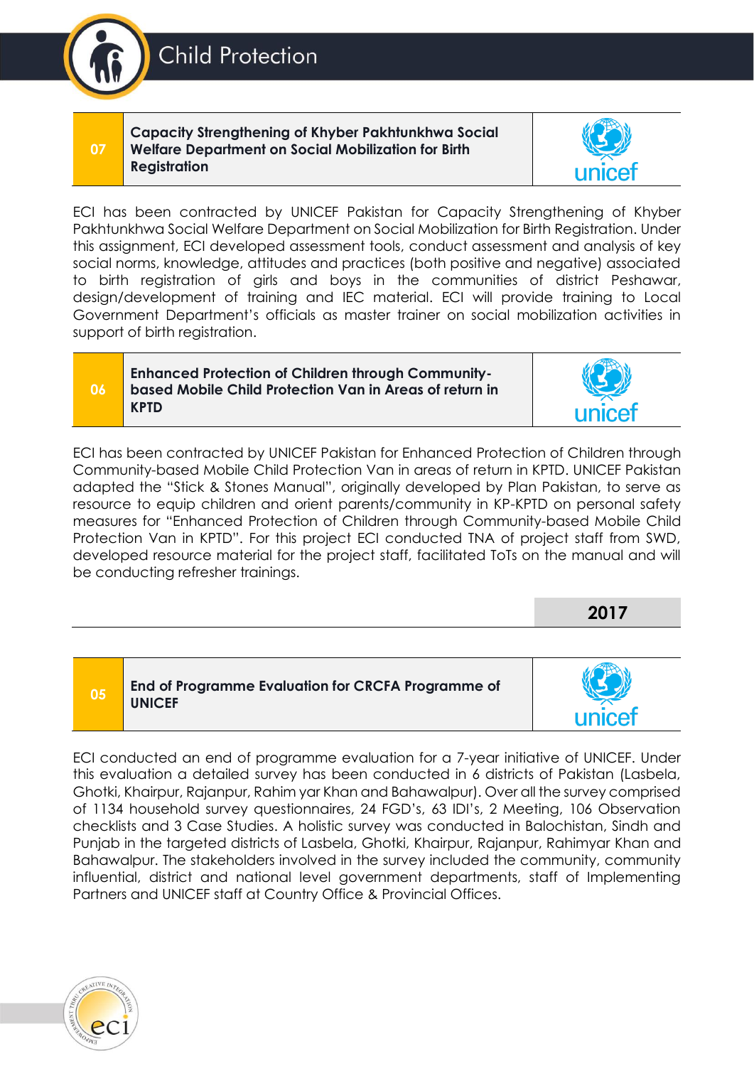# Child Protection

| 07 | **Capacity Strengthening of Khyber Pakhtunkhwa Social Welfare Department on Social Mobilization for Birth Registration** | unicef |
|---|---|---|

ECI has been contracted by UNICEF Pakistan for Capacity Strengthening of Khyber Pakhtunkhwa Social Welfare Department on Social Mobilization for Birth Registration. Under this assignment, ECI developed assessment tools, conduct assessment and analysis of key social norms, knowledge, attitudes and practices (both positive and negative) associated to birth registration of girls and boys in the communities of district Peshawar, design/development of training and IEC material. ECI will provide training to Local Government Department's officials as master trainer on social mobilization activities in support of birth registration.

| 06 | **Enhanced Protection of Children through Community-based Mobile Child Protection Van in Areas of return in KPTD** | unicef |
|---|---|---|

ECI has been contracted by UNICEF Pakistan for Enhanced Protection of Children through Community-based Mobile Child Protection Van in areas of return in KPTD. UNICEF Pakistan adapted the "Stick & Stones Manual", originally developed by Plan Pakistan, to serve as resource to equip children and orient parents/community in KP-KPTD on personal safety measures for "Enhanced Protection of Children through Community-based Mobile Child Protection Van in KPTD". For this project ECI conducted TNA of project staff from SWD, developed resource material for the project staff, facilitated ToTs on the manual and will be conducting refresher trainings.

## 2017

| 05 | **End of Programme Evaluation for CRCFA Programme of UNICEF** | unicef |
|---|---|---|

ECI conducted an end of programme evaluation for a 7-year initiative of UNICEF. Under this evaluation a detailed survey has been conducted in 6 districts of Pakistan (Lasbela, Ghotki, Khairpur, Rajanpur, Rahim yar Khan and Bahawalpur). Over all the survey comprised of 1134 household survey questionnaires, 24 FGD's, 63 IDI's, 2 Meeting, 106 Observation checklists and 3 Case Studies. A holistic survey was conducted in Balochistan, Sindh and Punjab in the targeted districts of Lasbela, Ghotki, Khairpur, Rajanpur, Rahimyar Khan and Bahawalpur. The stakeholders involved in the survey included the community, community influential, district and national level government departments, staff of Implementing Partners and UNICEF staff at Country Office & Provincial Offices.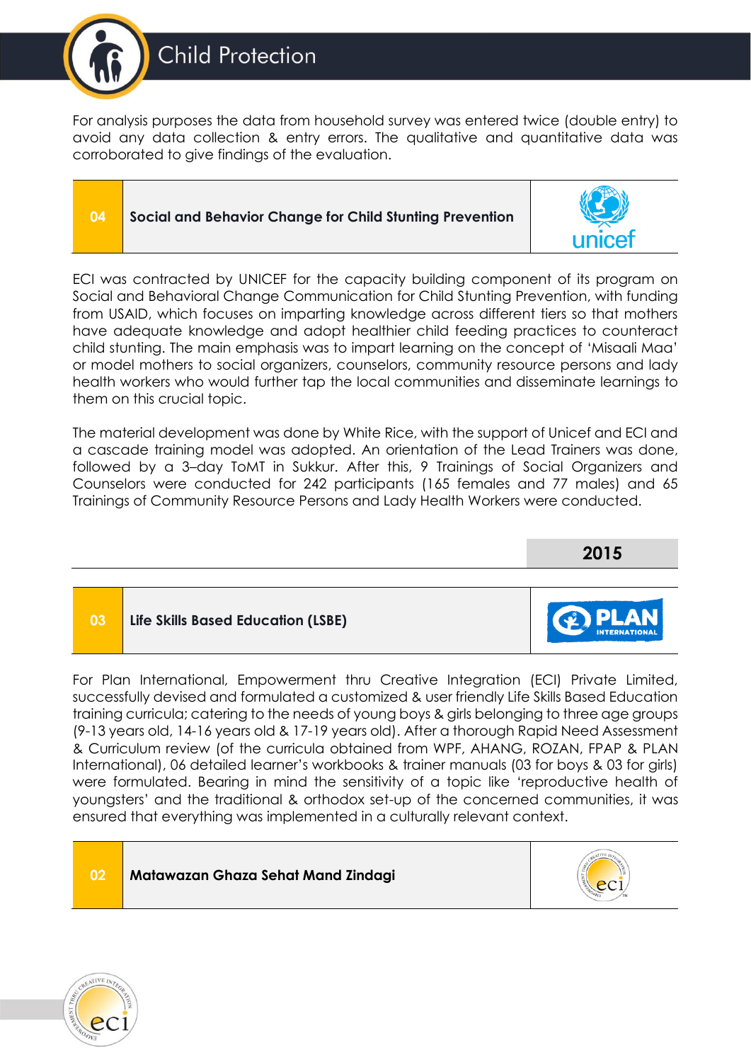# Child Protection

For analysis purposes the data from household survey was entered twice (double entry) to avoid any data collection & entry errors. The qualitative and quantitative data was corroborated to give findings of the evaluation.

## 04 Social and Behavior Change for Child Stunting Prevention

ECI was contracted by UNICEF for the capacity building component of its program on Social and Behavioral Change Communication for Child Stunting Prevention, with funding from USAID, which focuses on imparting knowledge across different tiers so that mothers have adequate knowledge and adopt healthier child feeding practices to counteract child stunting. The main emphasis was to impart learning on the concept of 'Misaali Maa' or model mothers to social organizers, counselors, community resource persons and lady health workers who would further tap the local communities and disseminate learnings to them on this crucial topic.

The material development was done by White Rice, with the support of Unicef and ECI and a cascade training model was adopted. An orientation of the Lead Trainers was done, followed by a 3–day ToMT in Sukkur. After this, 9 Trainings of Social Organizers and Counselors were conducted for 242 participants (165 females and 77 males) and 65 Trainings of Community Resource Persons and Lady Health Workers were conducted.

## 2015

## 03 Life Skills Based Education (LSBE)

For Plan International, Empowerment thru Creative Integration (ECI) Private Limited, successfully devised and formulated a customized & user friendly Life Skills Based Education training curricula; catering to the needs of young boys & girls belonging to three age groups (9-13 years old, 14-16 years old & 17-19 years old). After a thorough Rapid Need Assessment & Curriculum review (of the curricula obtained from WPF, AHANG, ROZAN, FPAP & PLAN International), 06 detailed learner's workbooks & trainer manuals (03 for boys & 03 for girls) were formulated. Bearing in mind the sensitivity of a topic like 'reproductive health of youngsters' and the traditional & orthodox set-up of the concerned communities, it was ensured that everything was implemented in a culturally relevant context.

## 02 Matawazan Ghaza Sehat Mand Zindagi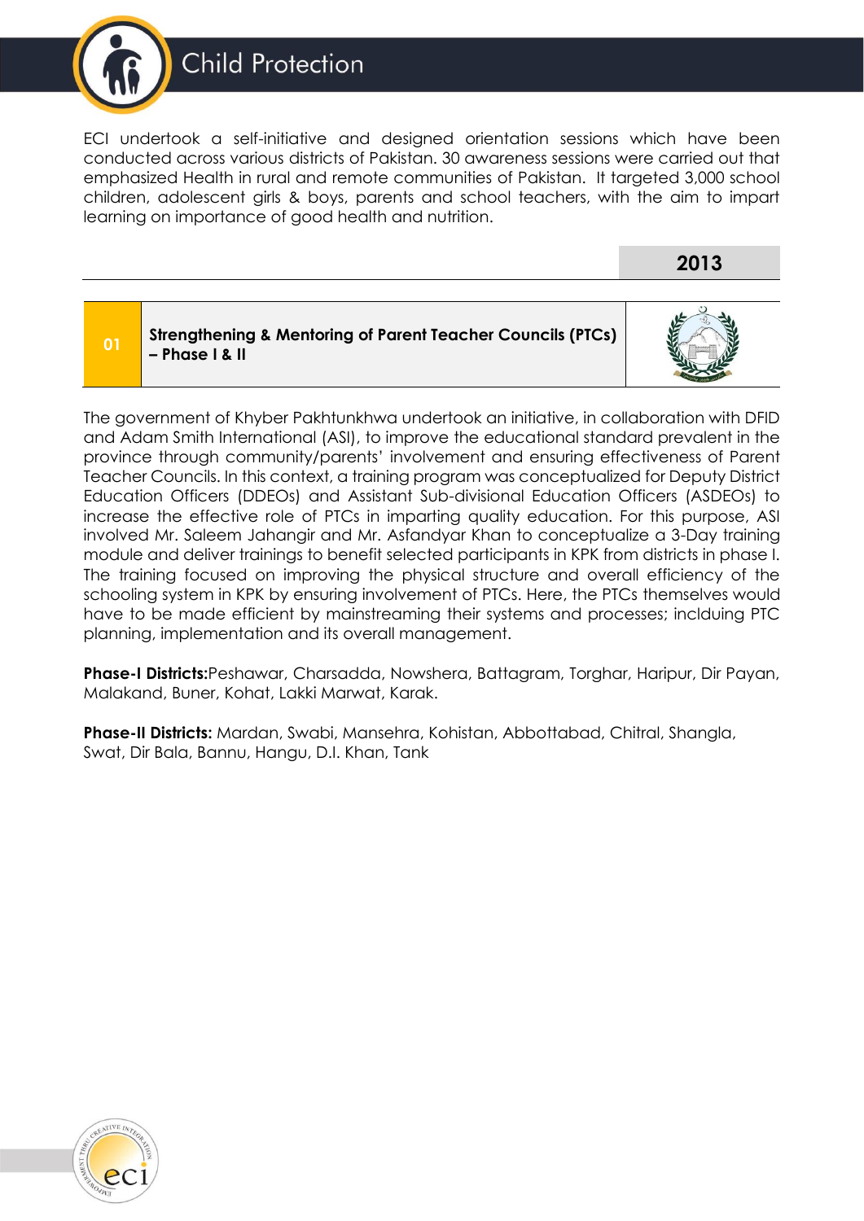# Child Protection

ECI undertook a self-initiative and designed orientation sessions which have been conducted across various districts of Pakistan. 30 awareness sessions were carried out that emphasized Health in rural and remote communities of Pakistan. It targeted 3,000 school children, adolescent girls & boys, parents and school teachers, with the aim to impart learning on importance of good health and nutrition.

## 2013

| | |
|---|---|
| **01** | **Strengthening & Mentoring of Parent Teacher Councils (PTCs) – Phase I & II** |

The government of Khyber Pakhtunkhwa undertook an initiative, in collaboration with DFID and Adam Smith International (ASI), to improve the educational standard prevalent in the province through community/parents' involvement and ensuring effectiveness of Parent Teacher Councils. In this context, a training program was conceptualized for Deputy District Education Officers (DDEOs) and Assistant Sub-divisional Education Officers (ASDEOs) to increase the effective role of PTCs in imparting quality education. For this purpose, ASI involved Mr. Saleem Jahangir and Mr. Asfandyar Khan to conceptualize a 3-Day training module and deliver trainings to benefit selected participants in KPK from districts in phase I. The training focused on improving the physical structure and overall efficiency of the schooling system in KPK by ensuring involvement of PTCs. Here, the PTCs themselves would have to be made efficient by mainstreaming their systems and processes; inclduing PTC planning, implementation and its overall management.

**Phase-I Districts:**Peshawar, Charsadda, Nowshera, Battagram, Torghar, Haripur, Dir Payan, Malakand, Buner, Kohat, Lakki Marwat, Karak.

**Phase-II Districts:** Mardan, Swabi, Mansehra, Kohistan, Abbottabad, Chitral, Shangla, Swat, Dir Bala, Bannu, Hangu, D.I. Khan, Tank